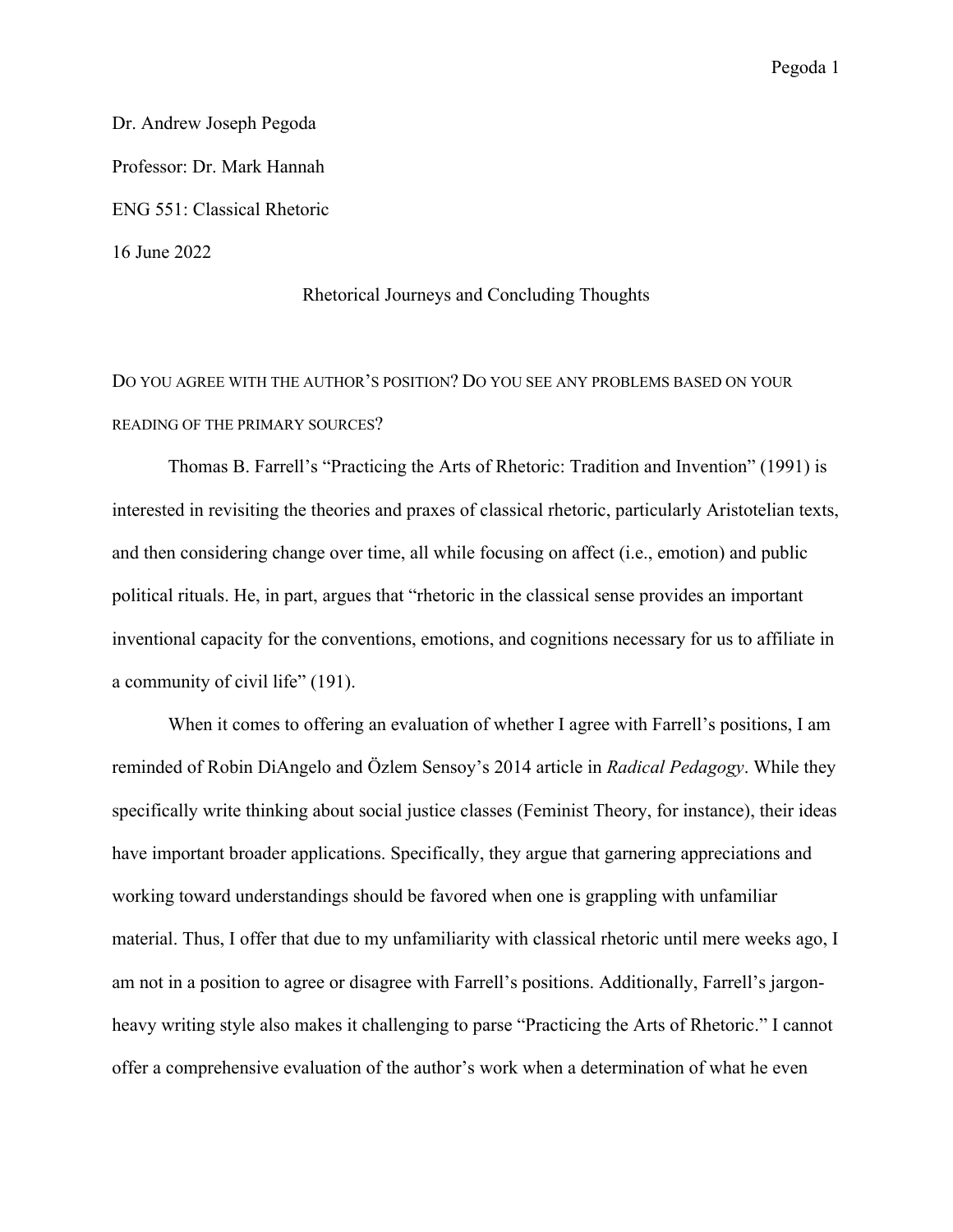Dr. Andrew Joseph Pegoda

Professor: Dr. Mark Hannah

ENG 551: Classical Rhetoric

16 June 2022

# Rhetorical Journeys and Concluding Thoughts

## DO YOU AGREE WITH THE AUTHOR'S POSITION? DO YOU SEE ANY PROBLEMS BASED ON YOUR READING OF THE PRIMARY SOURCES?

Thomas B. Farrell's "Practicing the Arts of Rhetoric: Tradition and Invention" (1991) is interested in revisiting the theories and praxes of classical rhetoric, particularly Aristotelian texts, and then considering change over time, all while focusing on affect (i.e., emotion) and public political rituals. He, in part, argues that "rhetoric in the classical sense provides an important inventional capacity for the conventions, emotions, and cognitions necessary for us to affiliate in a community of civil life" (191).

When it comes to offering an evaluation of whether I agree with Farrell's positions, I am reminded of Robin DiAngelo and Özlem Sensoy's 2014 article in *Radical Pedagogy*. While they specifically write thinking about social justice classes (Feminist Theory, for instance), their ideas have important broader applications. Specifically, they argue that garnering appreciations and working toward understandings should be favored when one is grappling with unfamiliar material. Thus, I offer that due to my unfamiliarity with classical rhetoric until mere weeks ago, I am not in a position to agree or disagree with Farrell's positions. Additionally, Farrell's jargon-heavy writing style also makes it challenging to parse "Practicing the Arts of Rhetoric." I cannot offer a comprehensive evaluation of the author's work when a determination of what he even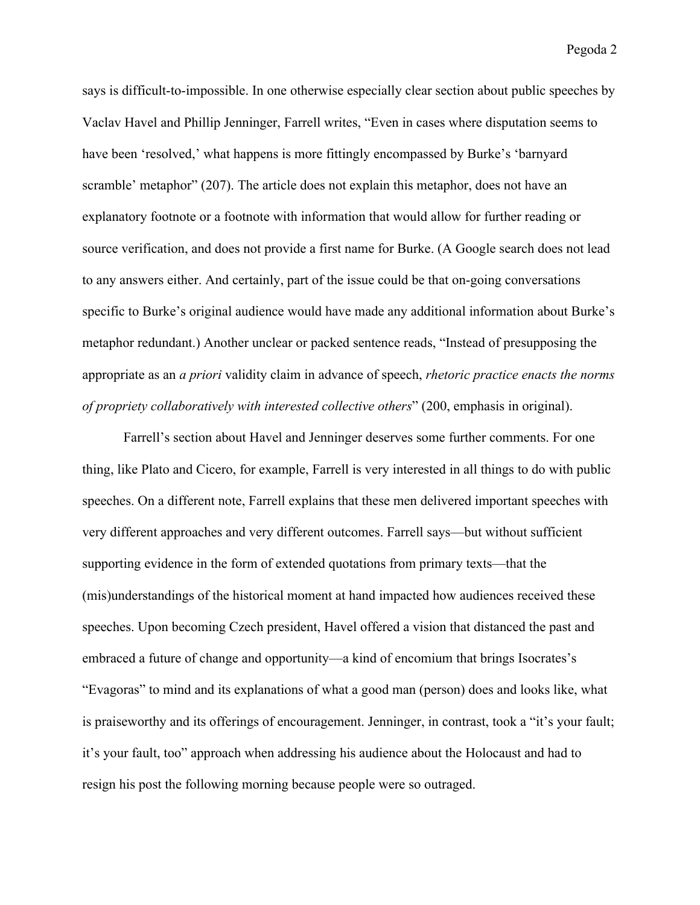says is difficult-to-impossible. In one otherwise especially clear section about public speeches by Vaclav Havel and Phillip Jenninger, Farrell writes, “Even in cases where disputation seems to have been ‘resolved,’ what happens is more fittingly encompassed by Burke’s ‘barnyard scramble’ metaphor” (207). The article does not explain this metaphor, does not have an explanatory footnote or a footnote with information that would allow for further reading or source verification, and does not provide a first name for Burke. (A Google search does not lead to any answers either. And certainly, part of the issue could be that on-going conversations specific to Burke’s original audience would have made any additional information about Burke’s metaphor redundant.) Another unclear or packed sentence reads, “Instead of presupposing the appropriate as an *a priori* validity claim in advance of speech, *rhetoric practice enacts the norms of propriety collaboratively with interested collective others*” (200, emphasis in original).

Farrell’s section about Havel and Jenninger deserves some further comments. For one thing, like Plato and Cicero, for example, Farrell is very interested in all things to do with public speeches. On a different note, Farrell explains that these men delivered important speeches with very different approaches and very different outcomes. Farrell says—but without sufficient supporting evidence in the form of extended quotations from primary texts—that the (mis)understandings of the historical moment at hand impacted how audiences received these speeches. Upon becoming Czech president, Havel offered a vision that distanced the past and embraced a future of change and opportunity—a kind of encomium that brings Isocrates’s “Evagoras” to mind and its explanations of what a good man (person) does and looks like, what is praiseworthy and its offerings of encouragement. Jenninger, in contrast, took a “it’s your fault; it’s your fault, too” approach when addressing his audience about the Holocaust and had to resign his post the following morning because people were so outraged.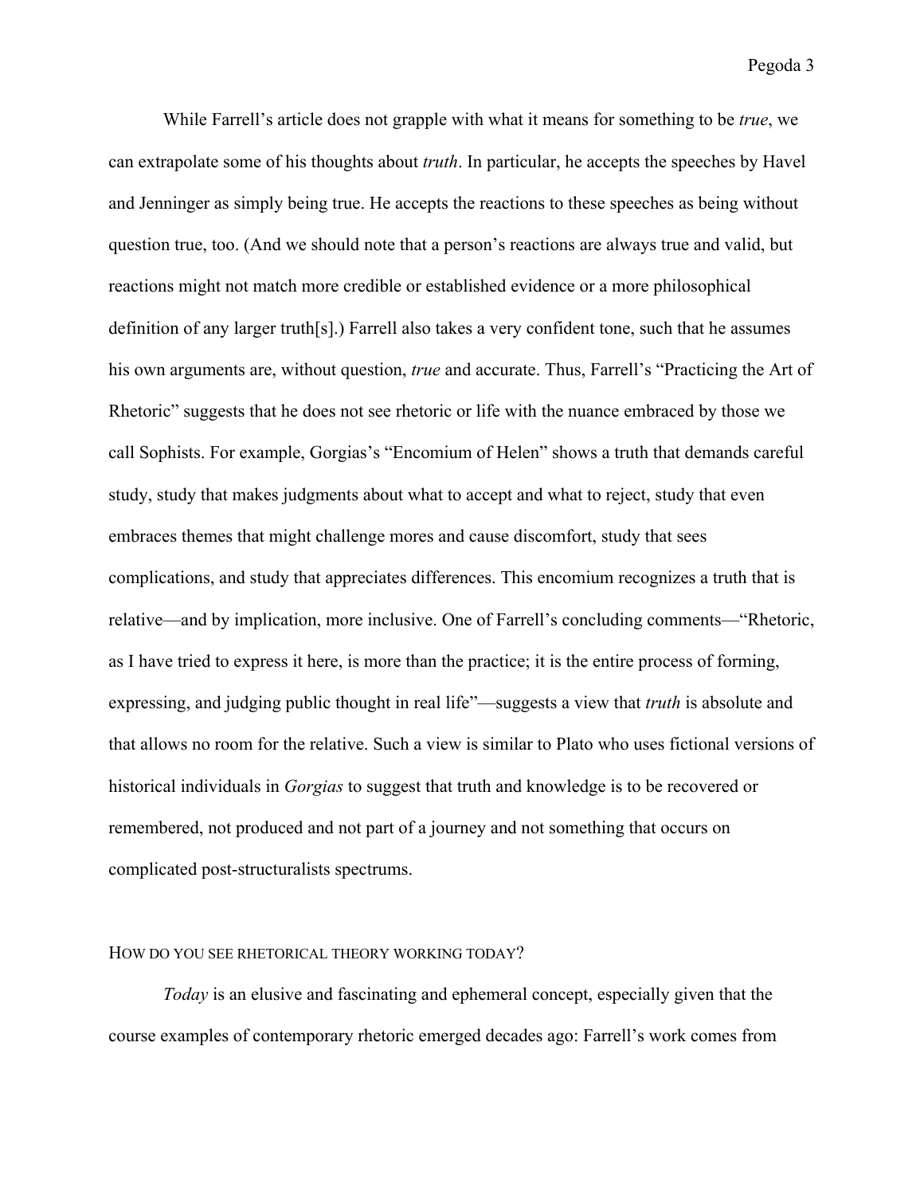While Farrell's article does not grapple with what it means for something to be *true*, we can extrapolate some of his thoughts about *truth*. In particular, he accepts the speeches by Havel and Jenninger as simply being true. He accepts the reactions to these speeches as being without question true, too. (And we should note that a person's reactions are always true and valid, but reactions might not match more credible or established evidence or a more philosophical definition of any larger truth[s].) Farrell also takes a very confident tone, such that he assumes his own arguments are, without question, *true* and accurate. Thus, Farrell's "Practicing the Art of Rhetoric" suggests that he does not see rhetoric or life with the nuance embraced by those we call Sophists. For example, Gorgias's "Encomium of Helen" shows a truth that demands careful study, study that makes judgments about what to accept and what to reject, study that even embraces themes that might challenge mores and cause discomfort, study that sees complications, and study that appreciates differences. This encomium recognizes a truth that is relative—and by implication, more inclusive. One of Farrell's concluding comments—"Rhetoric, as I have tried to express it here, is more than the practice; it is the entire process of forming, expressing, and judging public thought in real life"—suggests a view that *truth* is absolute and that allows no room for the relative. Such a view is similar to Plato who uses fictional versions of historical individuals in *Gorgias* to suggest that truth and knowledge is to be recovered or remembered, not produced and not part of a journey and not something that occurs on complicated post-structuralists spectrums.

## HOW DO YOU SEE RHETORICAL THEORY WORKING TODAY?

*Today* is an elusive and fascinating and ephemeral concept, especially given that the course examples of contemporary rhetoric emerged decades ago: Farrell's work comes from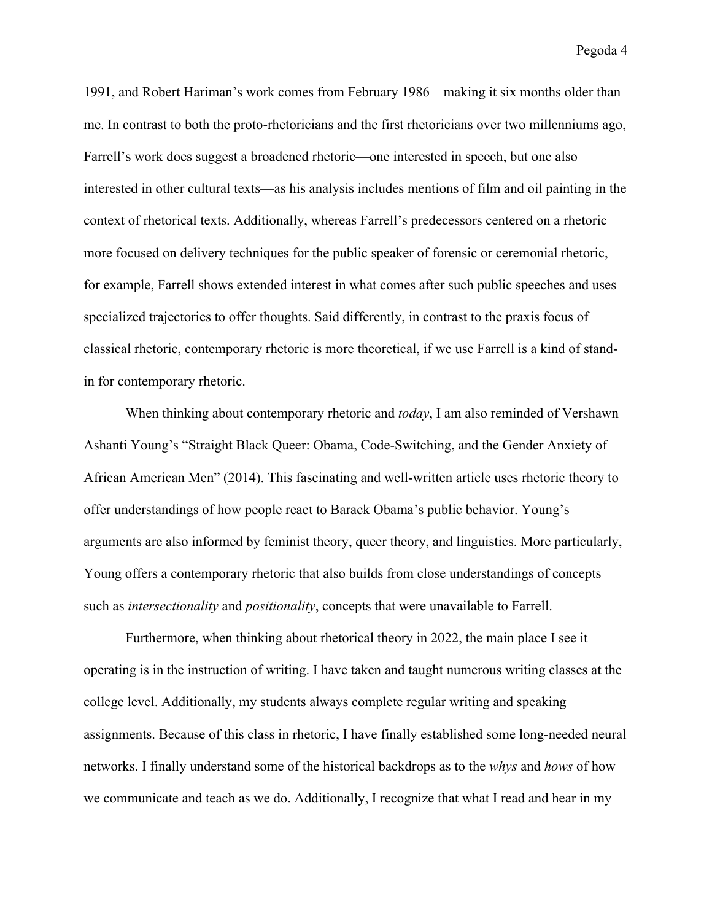1991, and Robert Hariman's work comes from February 1986—making it six months older than me. In contrast to both the proto-rhetoricians and the first rhetoricians over two millenniums ago, Farrell's work does suggest a broadened rhetoric—one interested in speech, but one also interested in other cultural texts—as his analysis includes mentions of film and oil painting in the context of rhetorical texts. Additionally, whereas Farrell's predecessors centered on a rhetoric more focused on delivery techniques for the public speaker of forensic or ceremonial rhetoric, for example, Farrell shows extended interest in what comes after such public speeches and uses specialized trajectories to offer thoughts. Said differently, in contrast to the praxis focus of classical rhetoric, contemporary rhetoric is more theoretical, if we use Farrell is a kind of stand-in for contemporary rhetoric.

When thinking about contemporary rhetoric and *today*, I am also reminded of Vershawn Ashanti Young's "Straight Black Queer: Obama, Code-Switching, and the Gender Anxiety of African American Men" (2014). This fascinating and well-written article uses rhetoric theory to offer understandings of how people react to Barack Obama's public behavior. Young's arguments are also informed by feminist theory, queer theory, and linguistics. More particularly, Young offers a contemporary rhetoric that also builds from close understandings of concepts such as *intersectionality* and *positionality*, concepts that were unavailable to Farrell.

Furthermore, when thinking about rhetorical theory in 2022, the main place I see it operating is in the instruction of writing. I have taken and taught numerous writing classes at the college level. Additionally, my students always complete regular writing and speaking assignments. Because of this class in rhetoric, I have finally established some long-needed neural networks. I finally understand some of the historical backdrops as to the *whys* and *hows* of how we communicate and teach as we do. Additionally, I recognize that what I read and hear in my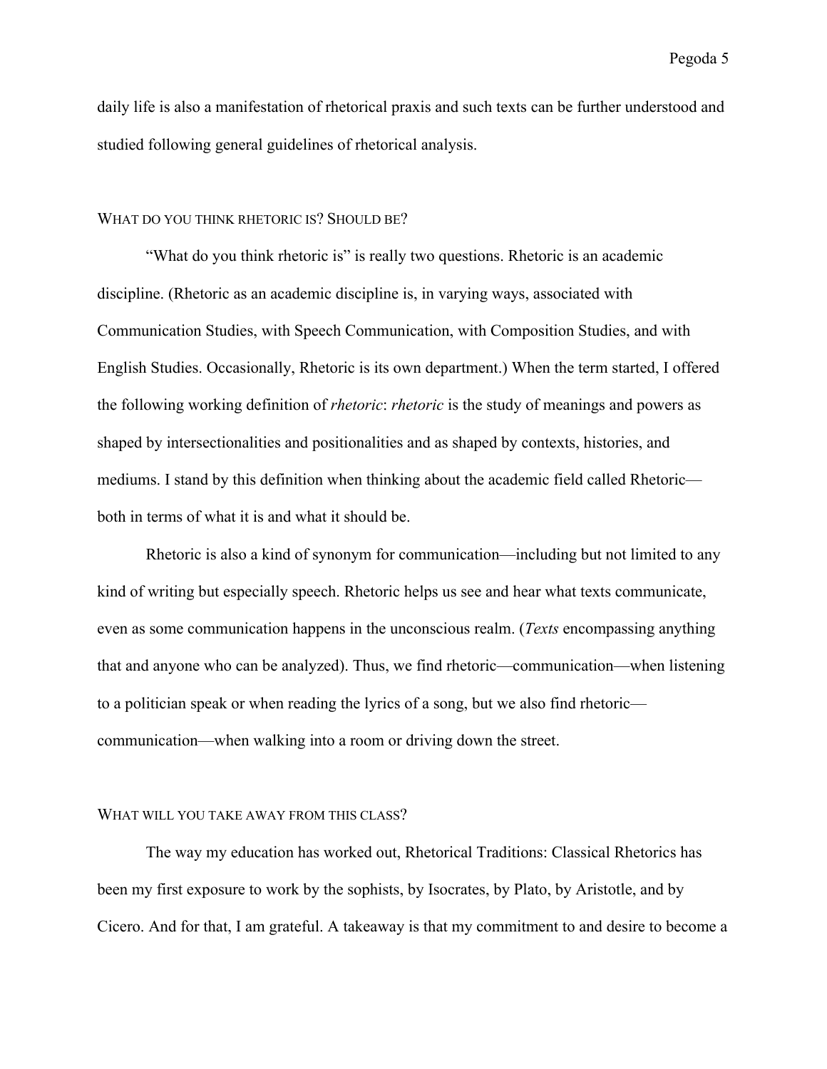daily life is also a manifestation of rhetorical praxis and such texts can be further understood and studied following general guidelines of rhetorical analysis.

## WHAT DO YOU THINK RHETORIC IS? SHOULD BE?

"What do you think rhetoric is" is really two questions. Rhetoric is an academic discipline. (Rhetoric as an academic discipline is, in varying ways, associated with Communication Studies, with Speech Communication, with Composition Studies, and with English Studies. Occasionally, Rhetoric is its own department.) When the term started, I offered the following working definition of *rhetoric*: *rhetoric* is the study of meanings and powers as shaped by intersectionalities and positionalities and as shaped by contexts, histories, and mediums. I stand by this definition when thinking about the academic field called Rhetoric—both in terms of what it is and what it should be.

Rhetoric is also a kind of synonym for communication—including but not limited to any kind of writing but especially speech. Rhetoric helps us see and hear what texts communicate, even as some communication happens in the unconscious realm. (*Texts* encompassing anything that and anyone who can be analyzed). Thus, we find rhetoric—communication—when listening to a politician speak or when reading the lyrics of a song, but we also find rhetoric—communication—when walking into a room or driving down the street.

## WHAT WILL YOU TAKE AWAY FROM THIS CLASS?

The way my education has worked out, Rhetorical Traditions: Classical Rhetorics has been my first exposure to work by the sophists, by Isocrates, by Plato, by Aristotle, and by Cicero. And for that, I am grateful. A takeaway is that my commitment to and desire to become a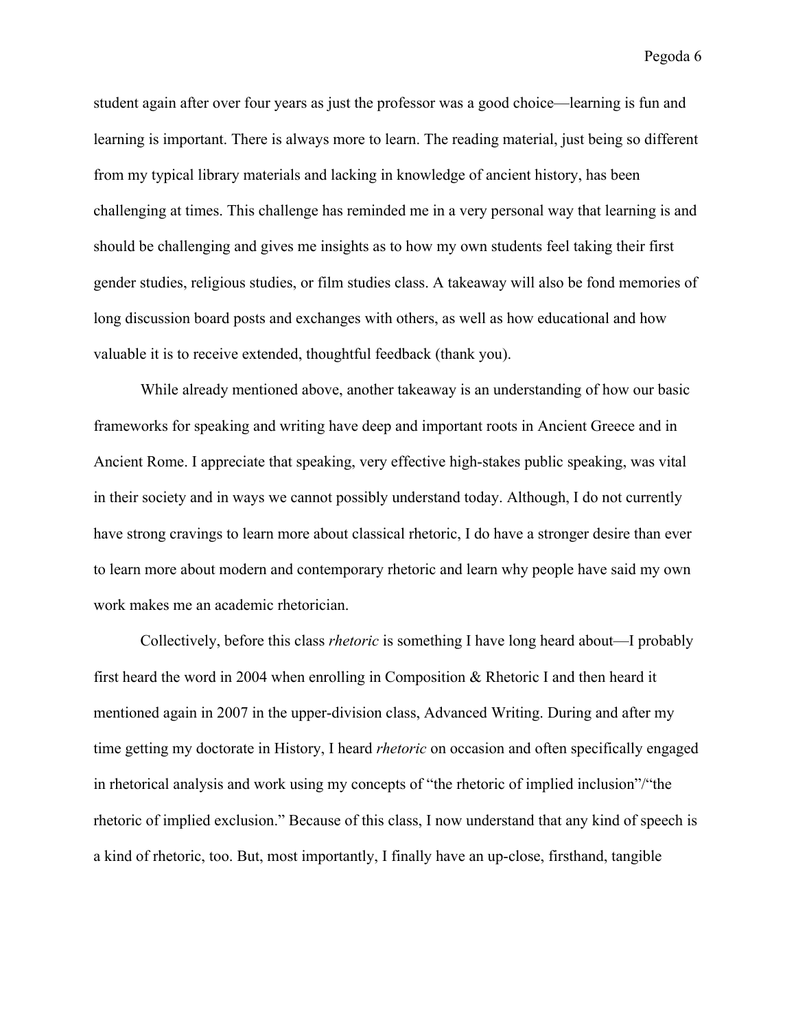student again after over four years as just the professor was a good choice—learning is fun and learning is important. There is always more to learn. The reading material, just being so different from my typical library materials and lacking in knowledge of ancient history, has been challenging at times. This challenge has reminded me in a very personal way that learning is and should be challenging and gives me insights as to how my own students feel taking their first gender studies, religious studies, or film studies class. A takeaway will also be fond memories of long discussion board posts and exchanges with others, as well as how educational and how valuable it is to receive extended, thoughtful feedback (thank you).

While already mentioned above, another takeaway is an understanding of how our basic frameworks for speaking and writing have deep and important roots in Ancient Greece and in Ancient Rome. I appreciate that speaking, very effective high-stakes public speaking, was vital in their society and in ways we cannot possibly understand today. Although, I do not currently have strong cravings to learn more about classical rhetoric, I do have a stronger desire than ever to learn more about modern and contemporary rhetoric and learn why people have said my own work makes me an academic rhetorician.

Collectively, before this class *rhetoric* is something I have long heard about—I probably first heard the word in 2004 when enrolling in Composition & Rhetoric I and then heard it mentioned again in 2007 in the upper-division class, Advanced Writing. During and after my time getting my doctorate in History, I heard *rhetoric* on occasion and often specifically engaged in rhetorical analysis and work using my concepts of "the rhetoric of implied inclusion"/"the rhetoric of implied exclusion." Because of this class, I now understand that any kind of speech is a kind of rhetoric, too. But, most importantly, I finally have an up-close, firsthand, tangible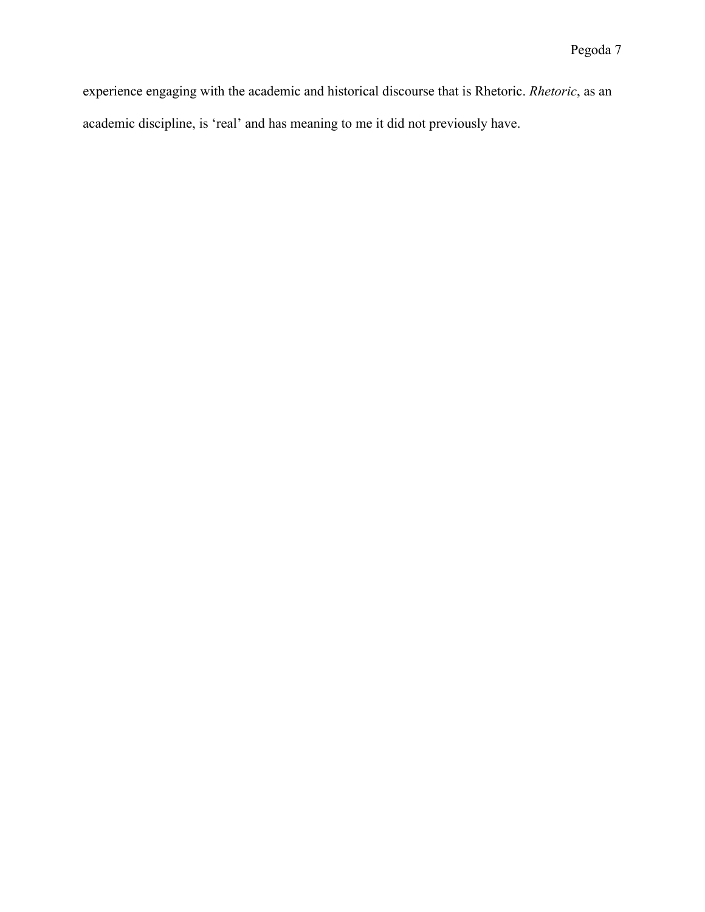experience engaging with the academic and historical discourse that is Rhetoric. *Rhetoric*, as an academic discipline, is ‘real’ and has meaning to me it did not previously have.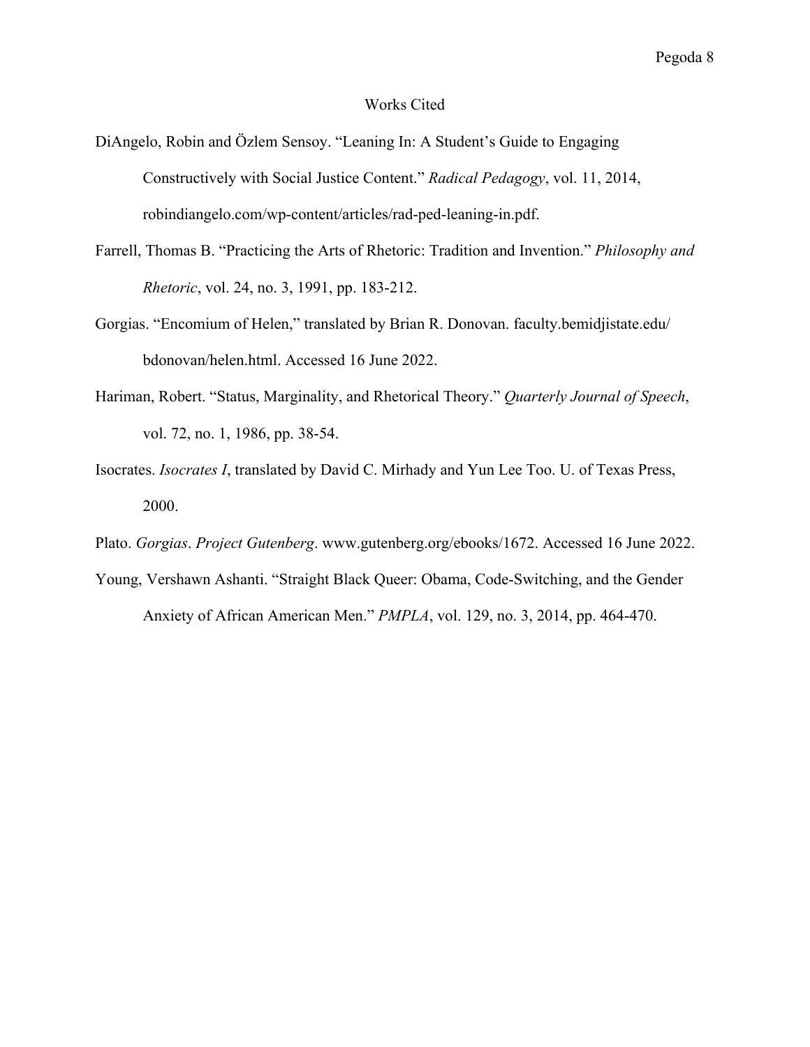# Works Cited

DiAngelo, Robin and Özlem Sensoy. "Leaning In: A Student's Guide to Engaging Constructively with Social Justice Content." *Radical Pedagogy*, vol. 11, 2014, robindiangelo.com/wp-content/articles/rad-ped-leaning-in.pdf.

Farrell, Thomas B. "Practicing the Arts of Rhetoric: Tradition and Invention." *Philosophy and Rhetoric*, vol. 24, no. 3, 1991, pp. 183-212.

Gorgias. "Encomium of Helen," translated by Brian R. Donovan. faculty.bemidjistate.edu/bdonovan/helen.html. Accessed 16 June 2022.

Hariman, Robert. "Status, Marginality, and Rhetorical Theory." *Quarterly Journal of Speech*, vol. 72, no. 1, 1986, pp. 38-54.

Isocrates. *Isocrates I*, translated by David C. Mirhady and Yun Lee Too. U. of Texas Press, 2000.

Plato. *Gorgias*. *Project Gutenberg*. www.gutenberg.org/ebooks/1672. Accessed 16 June 2022.

Young, Vershawn Ashanti. "Straight Black Queer: Obama, Code-Switching, and the Gender Anxiety of African American Men." *PMPLA*, vol. 129, no. 3, 2014, pp. 464-470.